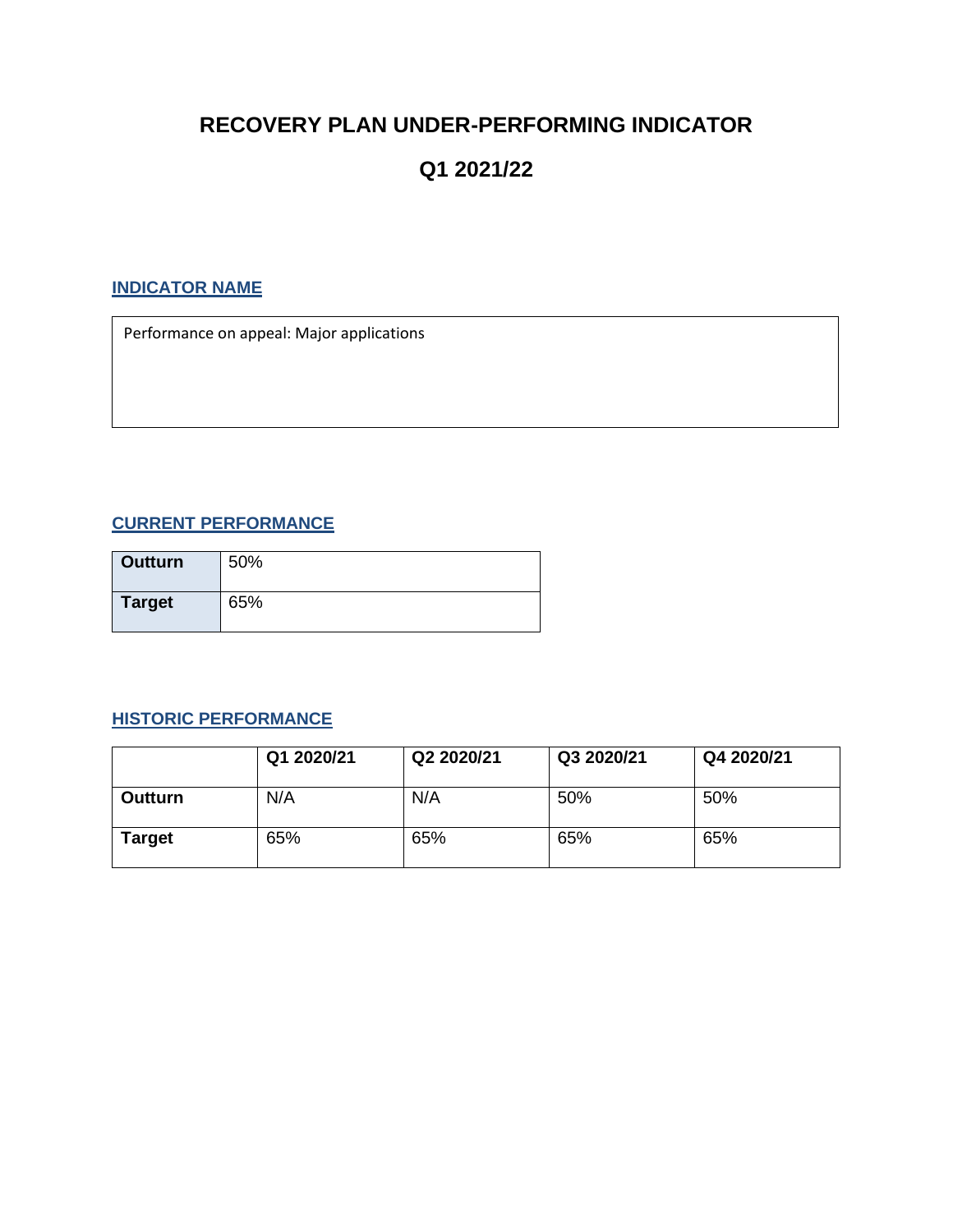# RECOVERY PLAN UNDER-PERFORMING INDICATOR

# Q1 2021/22

## INDICATOR NAME

Performance on appeal: Major applications

## CURRENT PERFORMANCE

| | |
|---|---|
| **Outturn** | 50% |
| **Target** | 65% |

## HISTORIC PERFORMANCE

| | Q1 2020/21 | Q2 2020/21 | Q3 2020/21 | Q4 2020/21 |
|---|---|---|---|---|
| **Outturn** | N/A | N/A | 50% | 50% |
| **Target** | 65% | 65% | 65% | 65% |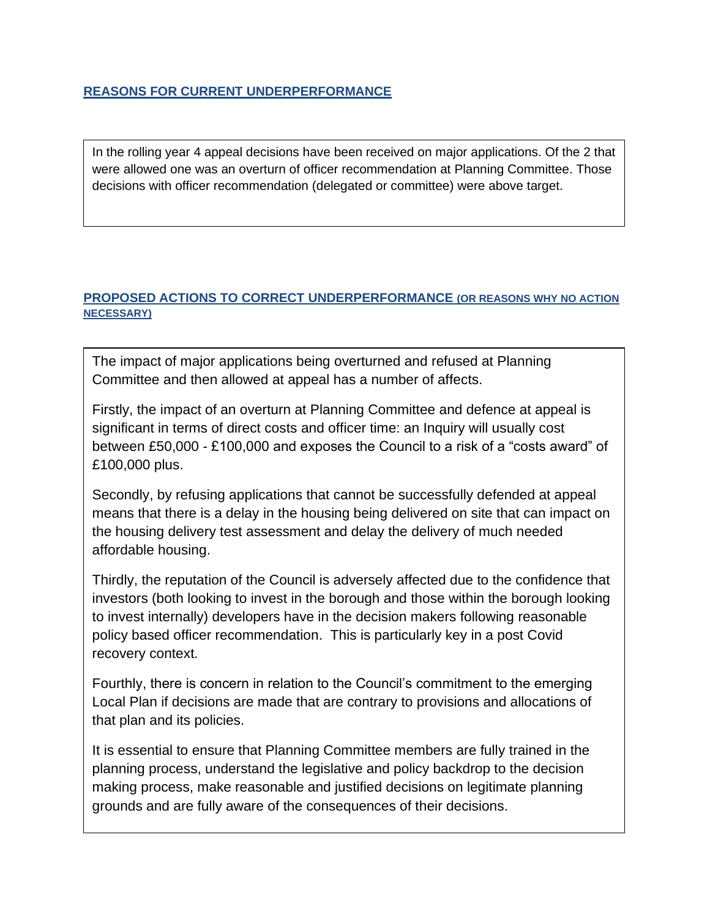## REASONS FOR CURRENT UNDERPERFORMANCE

In the rolling year 4 appeal decisions have been received on major applications. Of the 2 that were allowed one was an overturn of officer recommendation at Planning Committee. Those decisions with officer recommendation (delegated or committee) were above target.

## PROPOSED ACTIONS TO CORRECT UNDERPERFORMANCE (OR REASONS WHY NO ACTION NECESSARY)

The impact of major applications being overturned and refused at Planning Committee and then allowed at appeal has a number of affects.

Firstly, the impact of an overturn at Planning Committee and defence at appeal is significant in terms of direct costs and officer time: an Inquiry will usually cost between £50,000 - £100,000 and exposes the Council to a risk of a "costs award" of £100,000 plus.

Secondly, by refusing applications that cannot be successfully defended at appeal means that there is a delay in the housing being delivered on site that can impact on the housing delivery test assessment and delay the delivery of much needed affordable housing.

Thirdly, the reputation of the Council is adversely affected due to the confidence that investors (both looking to invest in the borough and those within the borough looking to invest internally) developers have in the decision makers following reasonable policy based officer recommendation. This is particularly key in a post Covid recovery context.

Fourthly, there is concern in relation to the Council's commitment to the emerging Local Plan if decisions are made that are contrary to provisions and allocations of that plan and its policies.

It is essential to ensure that Planning Committee members are fully trained in the planning process, understand the legislative and policy backdrop to the decision making process, make reasonable and justified decisions on legitimate planning grounds and are fully aware of the consequences of their decisions.